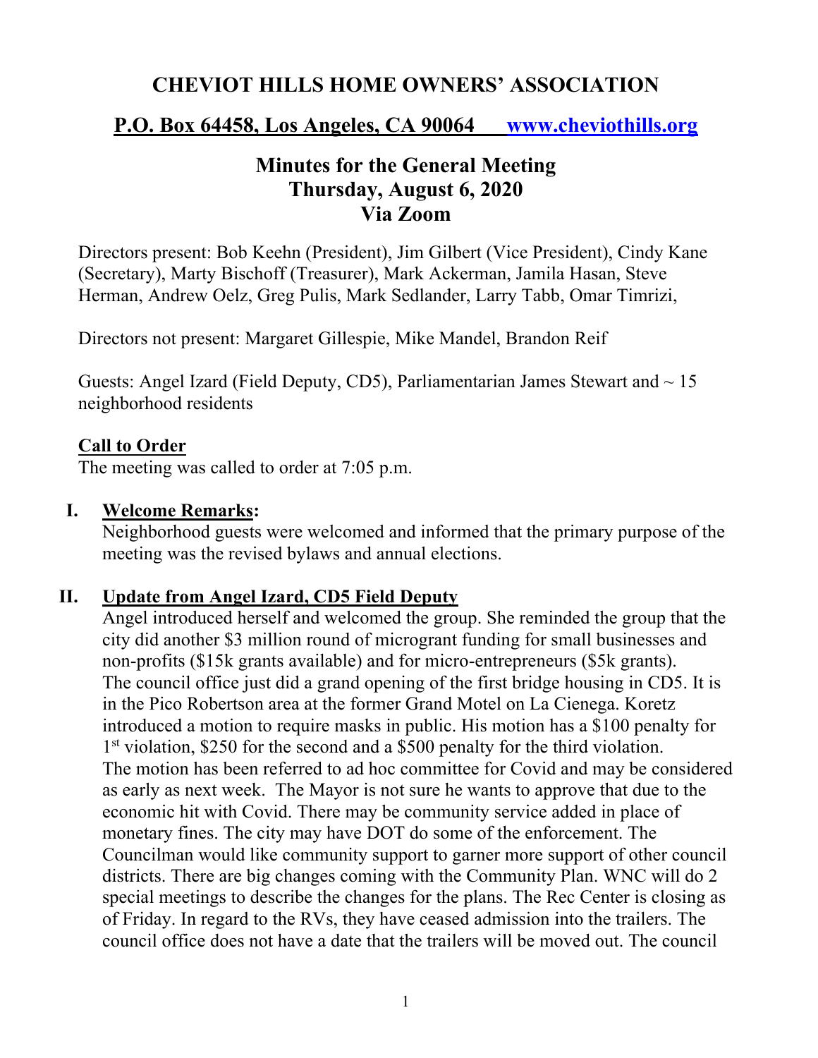# CHEVIOT HILLS HOME OWNERS' ASSOCIATION

## P.O. Box 64458, Los Angeles, CA 90064 www.cheviothills.org

## Minutes for the General Meeting
## Thursday, August 6, 2020
## Via Zoom

Directors present: Bob Keehn (President), Jim Gilbert (Vice President), Cindy Kane (Secretary), Marty Bischoff (Treasurer), Mark Ackerman, Jamila Hasan, Steve Herman, Andrew Oelz, Greg Pulis, Mark Sedlander, Larry Tabb, Omar Timrizi,

Directors not present: Margaret Gillespie, Mike Mandel, Brandon Reif

Guests: Angel Izard (Field Deputy, CD5), Parliamentarian James Stewart and ~ 15 neighborhood residents

**Call to Order**

The meeting was called to order at 7:05 p.m.

**I. Welcome Remarks:**

Neighborhood guests were welcomed and informed that the primary purpose of the meeting was the revised bylaws and annual elections.

**II. Update from Angel Izard, CD5 Field Deputy**

Angel introduced herself and welcomed the group. She reminded the group that the city did another $3 million round of microgrant funding for small businesses and non-profits ($15k grants available) and for micro-entrepreneurs ($5k grants). The council office just did a grand opening of the first bridge housing in CD5. It is in the Pico Robertson area at the former Grand Motel on La Cienega. Koretz introduced a motion to require masks in public. His motion has a $100 penalty for 1st violation, $250 for the second and a $500 penalty for the third violation. The motion has been referred to ad hoc committee for Covid and may be considered as early as next week. The Mayor is not sure he wants to approve that due to the economic hit with Covid. There may be community service added in place of monetary fines. The city may have DOT do some of the enforcement. The Councilman would like community support to garner more support of other council districts. There are big changes coming with the Community Plan. WNC will do 2 special meetings to describe the changes for the plans. The Rec Center is closing as of Friday. In regard to the RVs, they have ceased admission into the trailers. The council office does not have a date that the trailers will be moved out. The council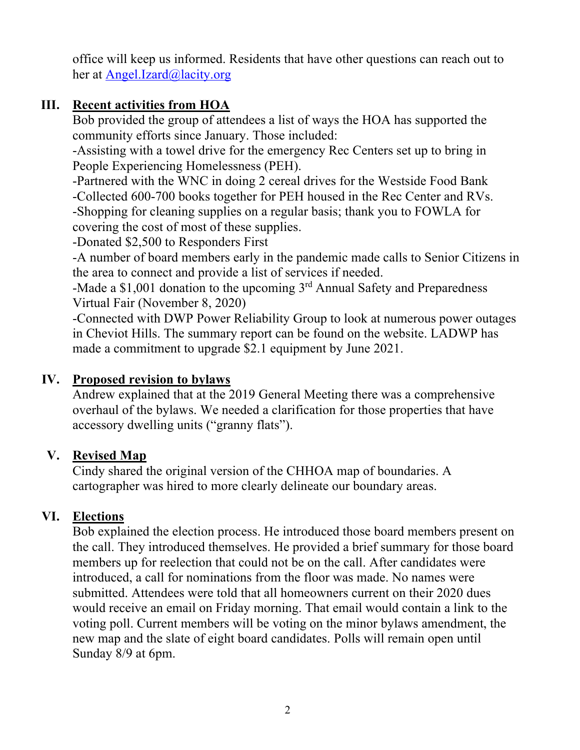office will keep us informed. Residents that have other questions can reach out to her at Angel.Izard@lacity.org

## III. Recent activities from HOA

Bob provided the group of attendees a list of ways the HOA has supported the community efforts since January. Those included:

-Assisting with a towel drive for the emergency Rec Centers set up to bring in People Experiencing Homelessness (PEH).

-Partnered with the WNC in doing 2 cereal drives for the Westside Food Bank

-Collected 600-700 books together for PEH housed in the Rec Center and RVs.

-Shopping for cleaning supplies on a regular basis; thank you to FOWLA for covering the cost of most of these supplies.

-Donated $2,500 to Responders First

-A number of board members early in the pandemic made calls to Senior Citizens in the area to connect and provide a list of services if needed.

-Made a $1,001 donation to the upcoming 3rd Annual Safety and Preparedness Virtual Fair (November 8, 2020)

-Connected with DWP Power Reliability Group to look at numerous power outages in Cheviot Hills. The summary report can be found on the website. LADWP has made a commitment to upgrade $2.1 equipment by June 2021.

## IV. Proposed revision to bylaws

Andrew explained that at the 2019 General Meeting there was a comprehensive overhaul of the bylaws. We needed a clarification for those properties that have accessory dwelling units ("granny flats").

## V. Revised Map

Cindy shared the original version of the CHHOA map of boundaries. A cartographer was hired to more clearly delineate our boundary areas.

## VI. Elections

Bob explained the election process. He introduced those board members present on the call. They introduced themselves. He provided a brief summary for those board members up for reelection that could not be on the call. After candidates were introduced, a call for nominations from the floor was made. No names were submitted. Attendees were told that all homeowners current on their 2020 dues would receive an email on Friday morning. That email would contain a link to the voting poll. Current members will be voting on the minor bylaws amendment, the new map and the slate of eight board candidates. Polls will remain open until Sunday 8/9 at 6pm.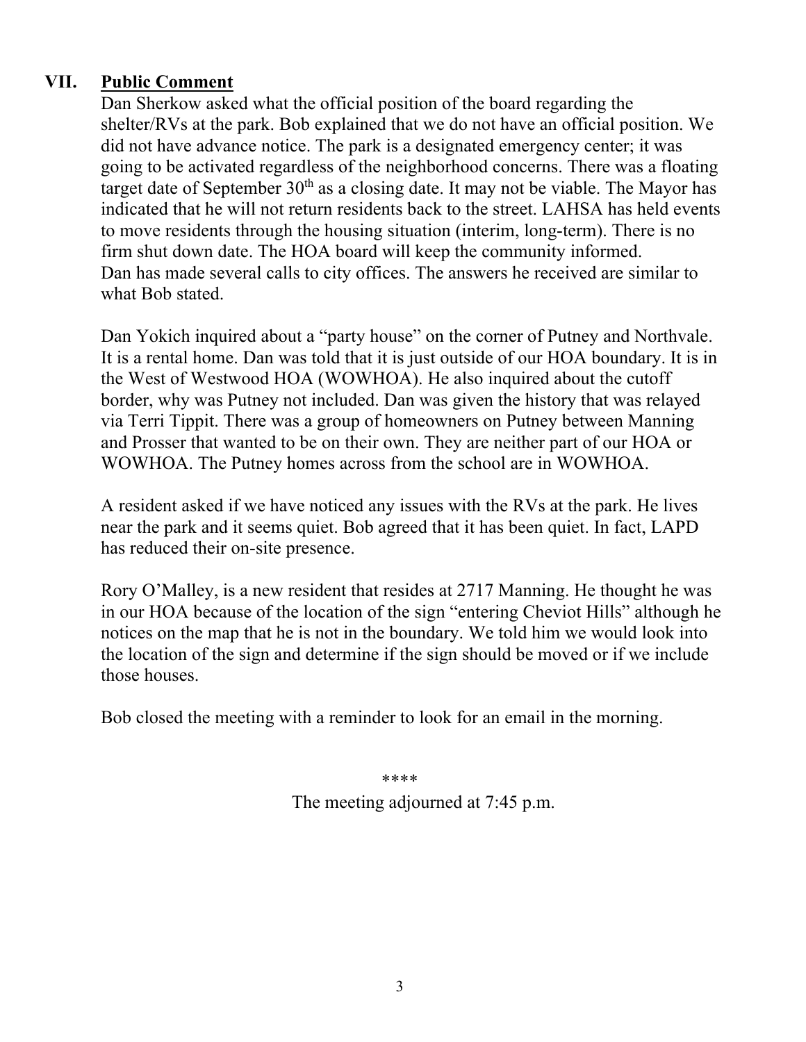## VII. Public Comment

Dan Sherkow asked what the official position of the board regarding the shelter/RVs at the park. Bob explained that we do not have an official position. We did not have advance notice. The park is a designated emergency center; it was going to be activated regardless of the neighborhood concerns. There was a floating target date of September 30th as a closing date. It may not be viable. The Mayor has indicated that he will not return residents back to the street. LAHSA has held events to move residents through the housing situation (interim, long-term). There is no firm shut down date. The HOA board will keep the community informed.
Dan has made several calls to city offices. The answers he received are similar to what Bob stated.

Dan Yokich inquired about a "party house" on the corner of Putney and Northvale. It is a rental home. Dan was told that it is just outside of our HOA boundary. It is in the West of Westwood HOA (WOWHOA). He also inquired about the cutoff border, why was Putney not included. Dan was given the history that was relayed via Terri Tippit. There was a group of homeowners on Putney between Manning and Prosser that wanted to be on their own. They are neither part of our HOA or WOWHOA. The Putney homes across from the school are in WOWHOA.

A resident asked if we have noticed any issues with the RVs at the park. He lives near the park and it seems quiet. Bob agreed that it has been quiet. In fact, LAPD has reduced their on-site presence.

Rory O'Malley, is a new resident that resides at 2717 Manning. He thought he was in our HOA because of the location of the sign "entering Cheviot Hills" although he notices on the map that he is not in the boundary. We told him we would look into the location of the sign and determine if the sign should be moved or if we include those houses.

Bob closed the meeting with a reminder to look for an email in the morning.

****

The meeting adjourned at 7:45 p.m.